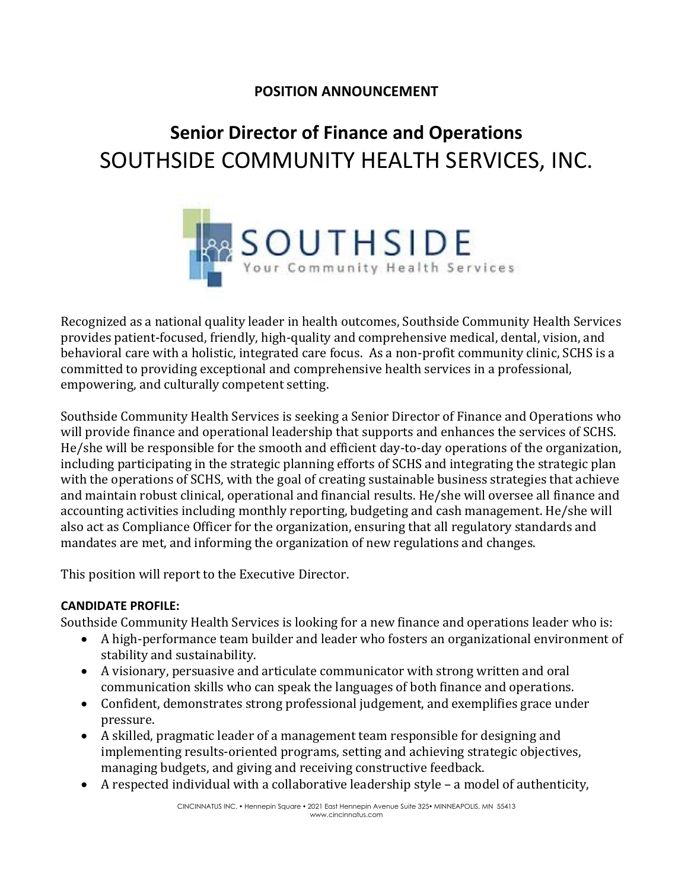**POSITION ANNOUNCEMENT**

# Senior Director of Finance and Operations

# SOUTHSIDE COMMUNITY HEALTH SERVICES, INC.

Recognized as a national quality leader in health outcomes, Southside Community Health Services provides patient-focused, friendly, high-quality and comprehensive medical, dental, vision, and behavioral care with a holistic, integrated care focus. As a non-profit community clinic, SCHS is a committed to providing exceptional and comprehensive health services in a professional, empowering, and culturally competent setting.

Southside Community Health Services is seeking a Senior Director of Finance and Operations who will provide finance and operational leadership that supports and enhances the services of SCHS. He/she will be responsible for the smooth and efficient day-to-day operations of the organization, including participating in the strategic planning efforts of SCHS and integrating the strategic plan with the operations of SCHS, with the goal of creating sustainable business strategies that achieve and maintain robust clinical, operational and financial results. He/she will oversee all finance and accounting activities including monthly reporting, budgeting and cash management. He/she will also act as Compliance Officer for the organization, ensuring that all regulatory standards and mandates are met, and informing the organization of new regulations and changes.

This position will report to the Executive Director.

**CANDIDATE PROFILE:**

Southside Community Health Services is looking for a new finance and operations leader who is:

- A high-performance team builder and leader who fosters an organizational environment of stability and sustainability.
- A visionary, persuasive and articulate communicator with strong written and oral communication skills who can speak the languages of both finance and operations.
- Confident, demonstrates strong professional judgement, and exemplifies grace under pressure.
- A skilled, pragmatic leader of a management team responsible for designing and implementing results-oriented programs, setting and achieving strategic objectives, managing budgets, and giving and receiving constructive feedback.
- A respected individual with a collaborative leadership style – a model of authenticity,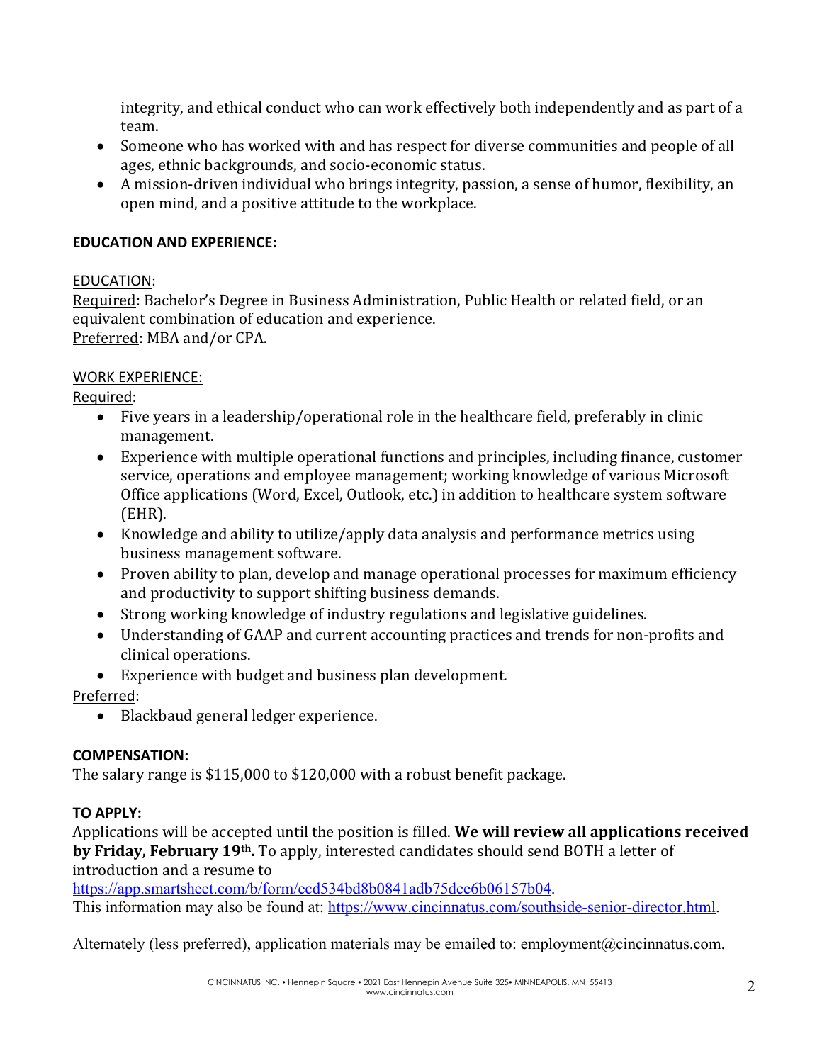integrity, and ethical conduct who can work effectively both independently and as part of a team.

- Someone who has worked with and has respect for diverse communities and people of all ages, ethnic backgrounds, and socio-economic status.
- A mission-driven individual who brings integrity, passion, a sense of humor, flexibility, an open mind, and a positive attitude to the workplace.

**EDUCATION AND EXPERIENCE:**

EDUCATION:

Required: Bachelor's Degree in Business Administration, Public Health or related field, or an equivalent combination of education and experience.

Preferred: MBA and/or CPA.

WORK EXPERIENCE:

Required:

- Five years in a leadership/operational role in the healthcare field, preferably in clinic management.
- Experience with multiple operational functions and principles, including finance, customer service, operations and employee management; working knowledge of various Microsoft Office applications (Word, Excel, Outlook, etc.) in addition to healthcare system software (EHR).
- Knowledge and ability to utilize/apply data analysis and performance metrics using business management software.
- Proven ability to plan, develop and manage operational processes for maximum efficiency and productivity to support shifting business demands.
- Strong working knowledge of industry regulations and legislative guidelines.
- Understanding of GAAP and current accounting practices and trends for non-profits and clinical operations.
- Experience with budget and business plan development.

Preferred:

- Blackbaud general ledger experience.

**COMPENSATION:**

The salary range is $115,000 to $120,000 with a robust benefit package.

**TO APPLY:**

Applications will be accepted until the position is filled. **We will review all applications received by Friday, February 19th.** To apply, interested candidates should send BOTH a letter of introduction and a resume to https://app.smartsheet.com/b/form/ecd534bd8b0841adb75dce6b06157b04.

This information may also be found at: https://www.cincinnatus.com/southside-senior-director.html.

Alternately (less preferred), application materials may be emailed to: employment@cincinnatus.com.

CINCINNATUS INC. • Hennepin Square • 2021 East Hennepin Avenue Suite 325• MINNEAPOLIS, MN 55413
www.cincinnatus.com